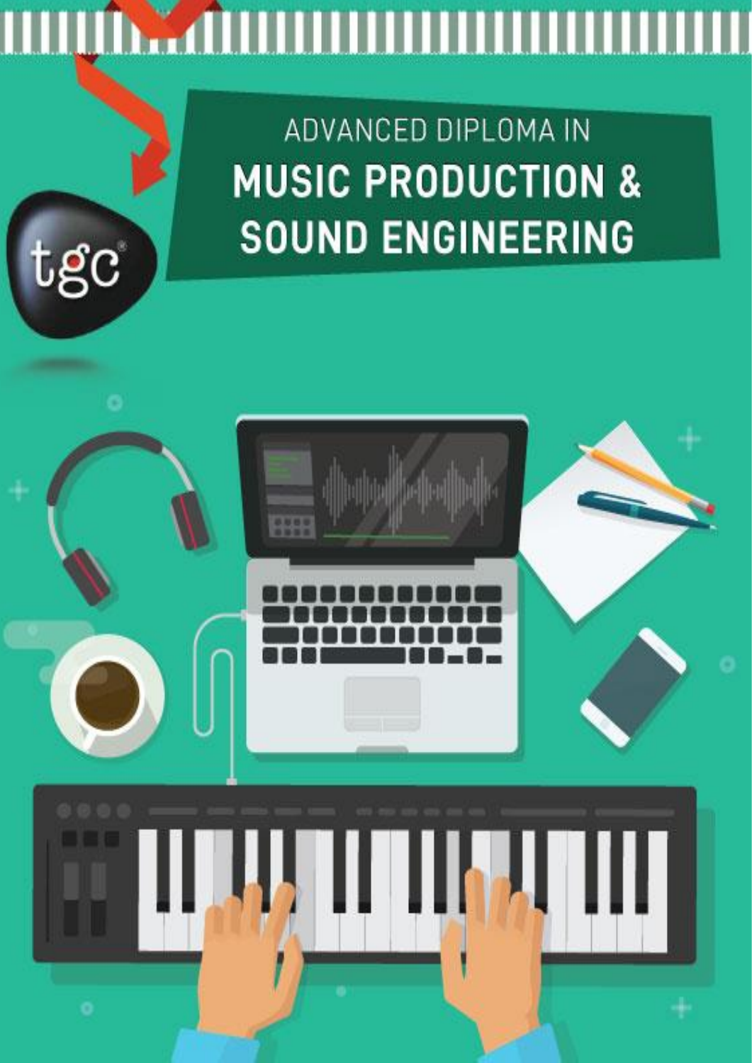tgc

ADVANCED DIPLOMA IN

# MUSIC PRODUCTION & SOUND ENGINEERING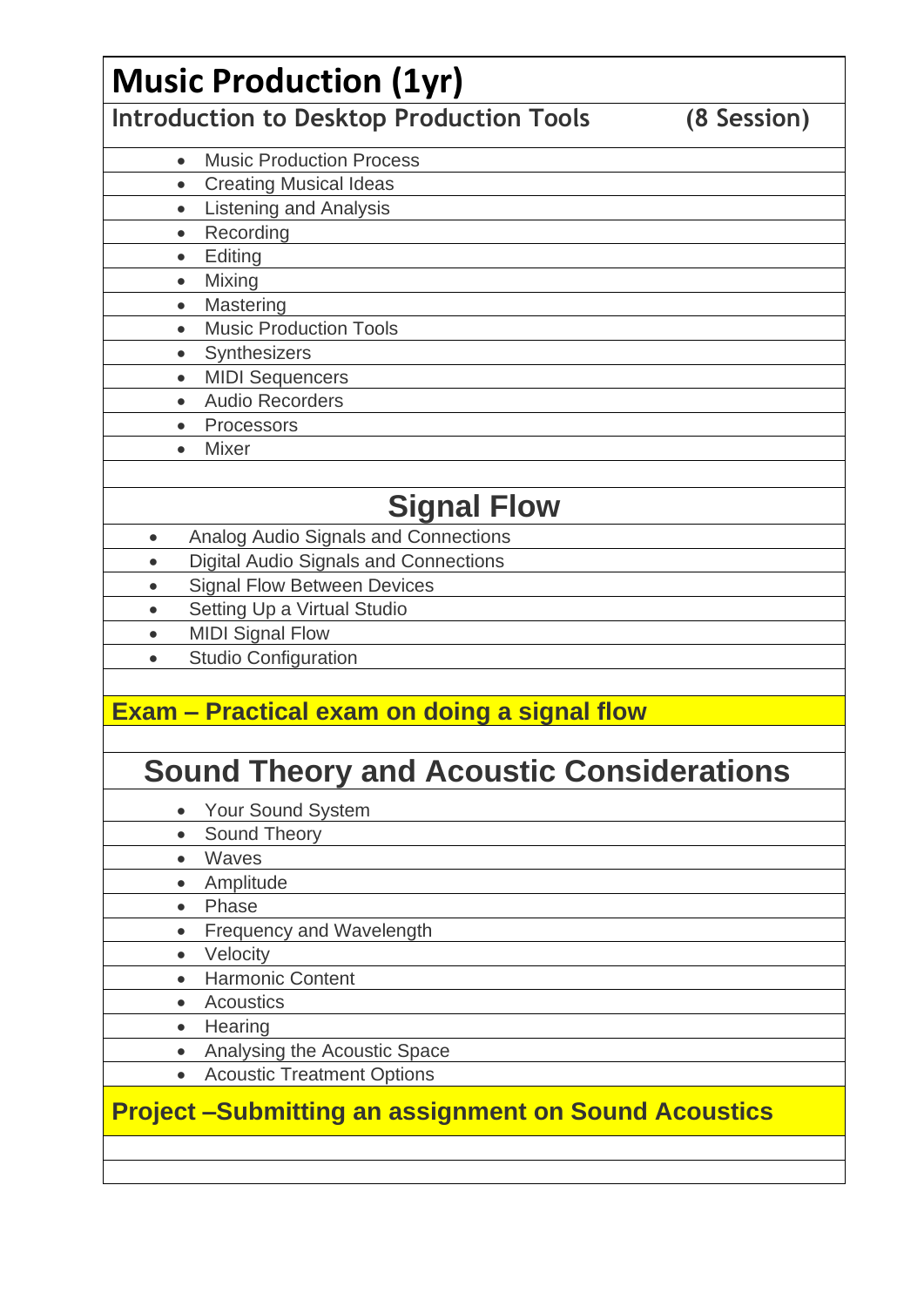# Music Production (1yr)

**Introduction to Desktop Production Tools (8 Session)**

- Music Production Process
- Creating Musical Ideas
- Listening and Analysis
- Recording
- Editing
- Mixing
- Mastering
- Music Production Tools
- Synthesizers
- MIDI Sequencers
- Audio Recorders
- Processors
- Mixer

## Signal Flow

- Analog Audio Signals and Connections
- Digital Audio Signals and Connections
- Signal Flow Between Devices
- Setting Up a Virtual Studio
- MIDI Signal Flow
- Studio Configuration

**Exam – Practical exam on doing a signal flow**

## Sound Theory and Acoustic Considerations

- Your Sound System
- Sound Theory
- Waves
- Amplitude
- Phase
- Frequency and Wavelength
- Velocity
- Harmonic Content
- Acoustics
- Hearing
- Analysing the Acoustic Space
- Acoustic Treatment Options

**Project –Submitting an assignment on Sound Acoustics**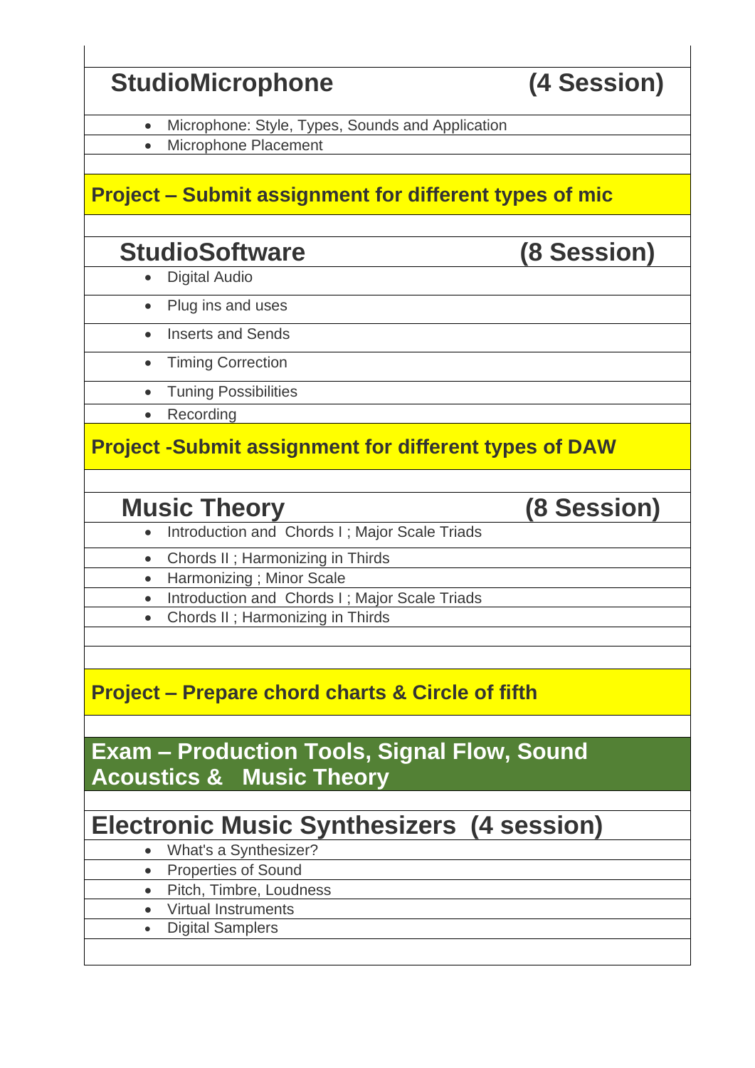## StudioMicrophone (4 Session)

- Microphone: Style, Types, Sounds and Application
- Microphone Placement

**Project – Submit assignment for different types of mic**

## StudioSoftware (8 Session)

- Digital Audio
- Plug ins and uses
- Inserts and Sends
- Timing Correction
- Tuning Possibilities
- Recording

**Project -Submit assignment for different types of DAW**

## Music Theory (8 Session)

- Introduction and Chords I ; Major Scale Triads
- Chords II ; Harmonizing in Thirds
- Harmonizing ; Minor Scale
- Introduction and Chords I ; Major Scale Triads
- Chords II ; Harmonizing in Thirds

**Project – Prepare chord charts & Circle of fifth**

**Exam – Production Tools, Signal Flow, Sound Acoustics & Music Theory**

## Electronic Music Synthesizers (4 session)

- What's a Synthesizer?
- Properties of Sound
- Pitch, Timbre, Loudness
- Virtual Instruments
- Digital Samplers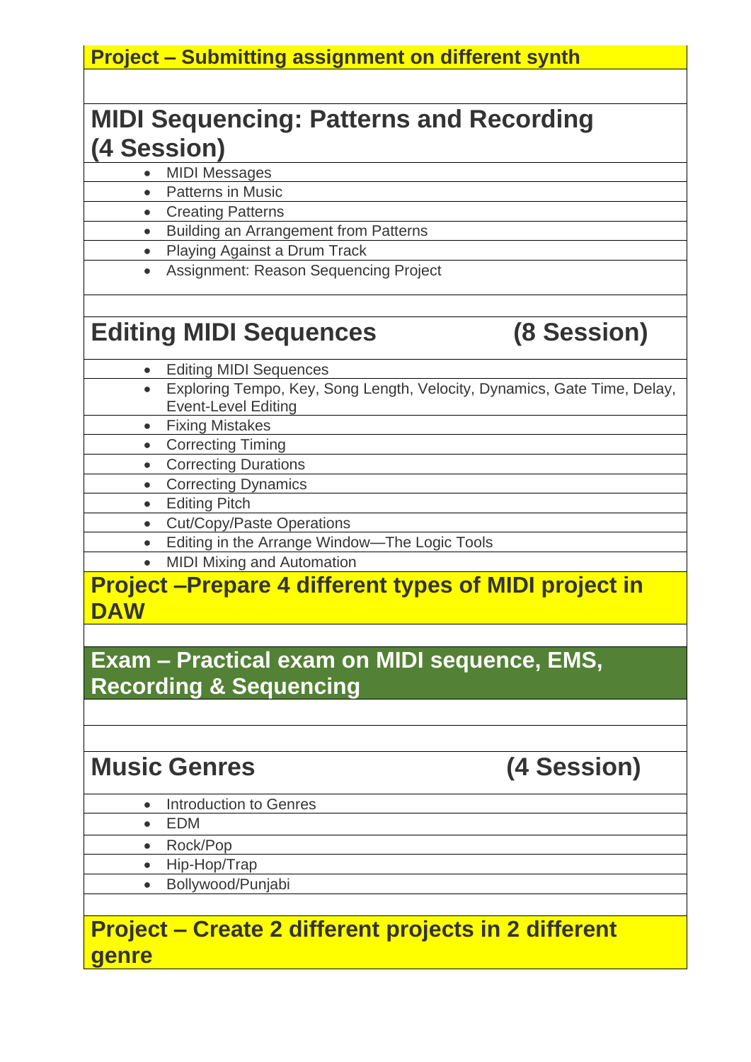**Project – Submitting assignment on different synth**

## MIDI Sequencing: Patterns and Recording (4 Session)

- MIDI Messages
- Patterns in Music
- Creating Patterns
- Building an Arrangement from Patterns
- Playing Against a Drum Track
- Assignment: Reason Sequencing Project

## Editing MIDI Sequences (8 Session)

- Editing MIDI Sequences
- Exploring Tempo, Key, Song Length, Velocity, Dynamics, Gate Time, Delay, Event-Level Editing
- Fixing Mistakes
- Correcting Timing
- Correcting Durations
- Correcting Dynamics
- Editing Pitch
- Cut/Copy/Paste Operations
- Editing in the Arrange Window—The Logic Tools
- MIDI Mixing and Automation

**Project –Prepare 4 different types of MIDI project in DAW**

**Exam – Practical exam on MIDI sequence, EMS, Recording & Sequencing**

## Music Genres (4 Session)

- Introduction to Genres
- EDM
- Rock/Pop
- Hip-Hop/Trap
- Bollywood/Punjabi

**Project – Create 2 different projects in 2 different genre**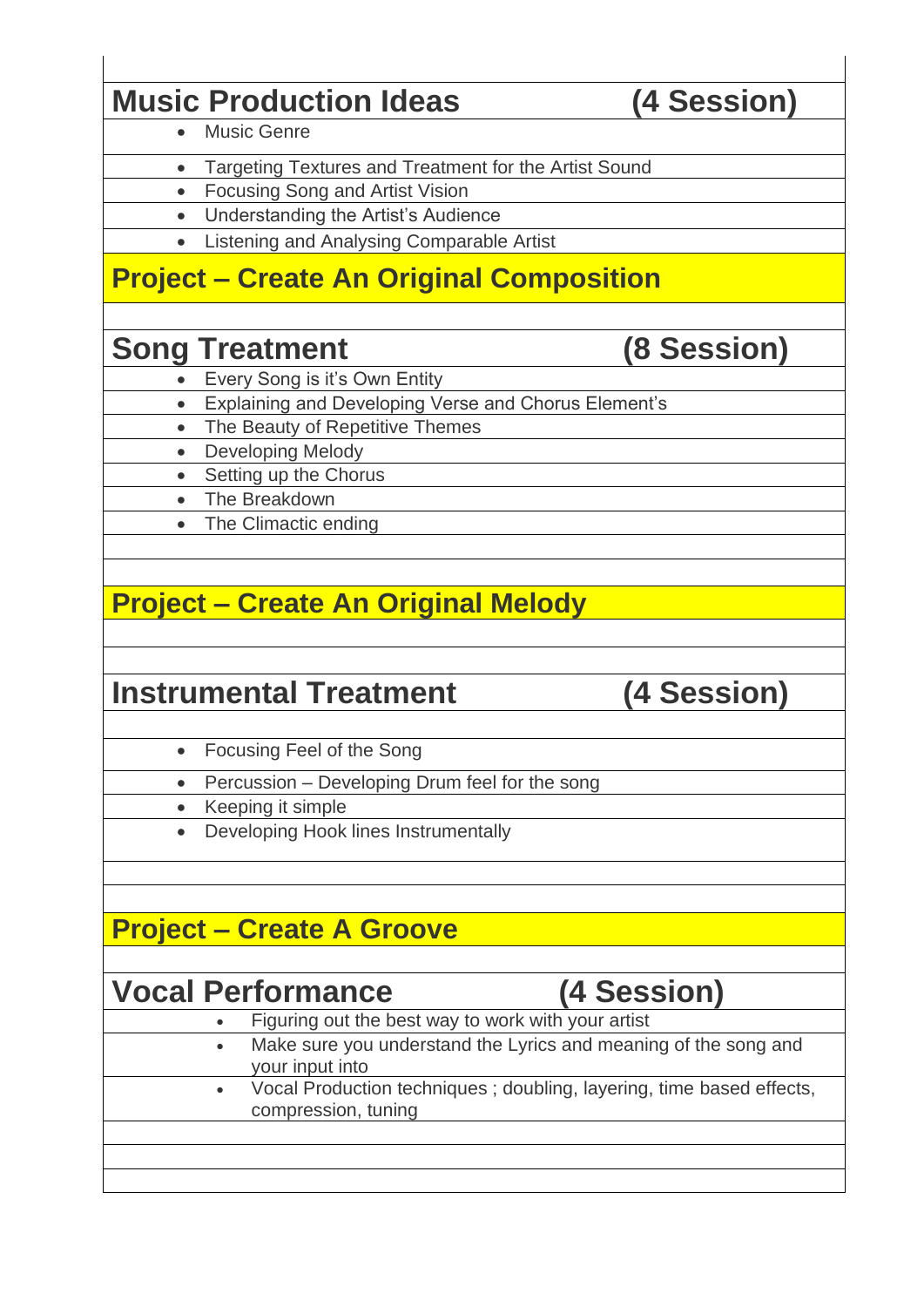## Music Production Ideas (4 Session)

- Music Genre
- Targeting Textures and Treatment for the Artist Sound
- Focusing Song and Artist Vision
- Understanding the Artist's Audience
- Listening and Analysing Comparable Artist

## Project – Create An Original Composition

## Song Treatment (8 Session)

- Every Song is it's Own Entity
- Explaining and Developing Verse and Chorus Element's
- The Beauty of Repetitive Themes
- Developing Melody
- Setting up the Chorus
- The Breakdown
- The Climactic ending

## Project – Create An Original Melody

## Instrumental Treatment (4 Session)

- Focusing Feel of the Song
- Percussion – Developing Drum feel for the song
- Keeping it simple
- Developing Hook lines Instrumentally

## Project – Create A Groove

## Vocal Performance (4 Session)

- Figuring out the best way to work with your artist
- Make sure you understand the Lyrics and meaning of the song and your input into
- Vocal Production techniques ; doubling, layering, time based effects, compression, tuning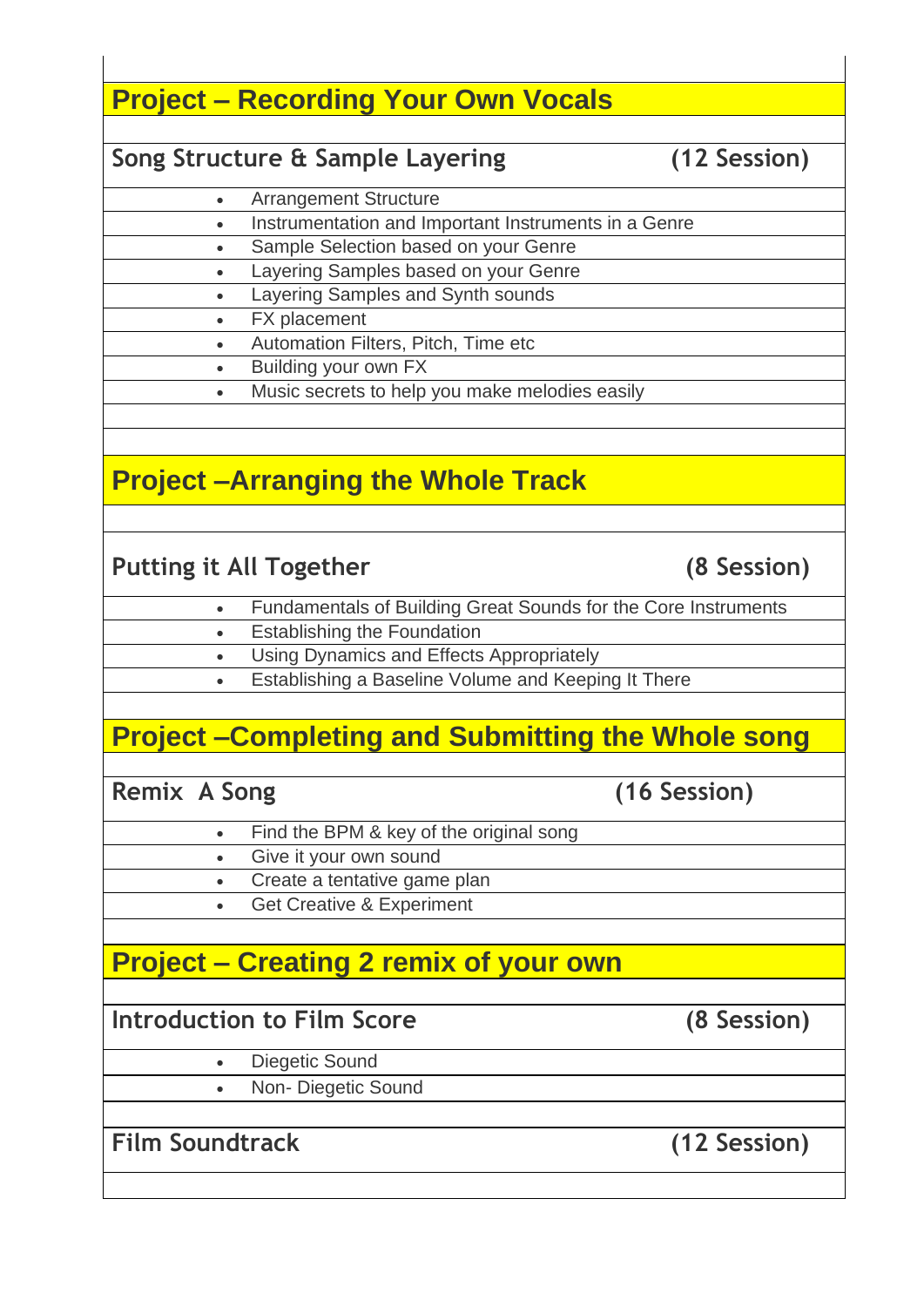## Project – Recording Your Own Vocals

### Song Structure & Sample Layering (12 Session)

- Arrangement Structure
- Instrumentation and Important Instruments in a Genre
- Sample Selection based on your Genre
- Layering Samples based on your Genre
- Layering Samples and Synth sounds
- FX placement
- Automation Filters, Pitch, Time etc
- Building your own FX
- Music secrets to help you make melodies easily

## Project –Arranging the Whole Track

### Putting it All Together (8 Session)

- Fundamentals of Building Great Sounds for the Core Instruments
- Establishing the Foundation
- Using Dynamics and Effects Appropriately
- Establishing a Baseline Volume and Keeping It There

## Project –Completing and Submitting the Whole song

### Remix A Song (16 Session)

- Find the BPM & key of the original song
- Give it your own sound
- Create a tentative game plan
- Get Creative & Experiment

## Project – Creating 2 remix of your own

### Introduction to Film Score (8 Session)

- Diegetic Sound
- Non- Diegetic Sound

### Film Soundtrack (12 Session)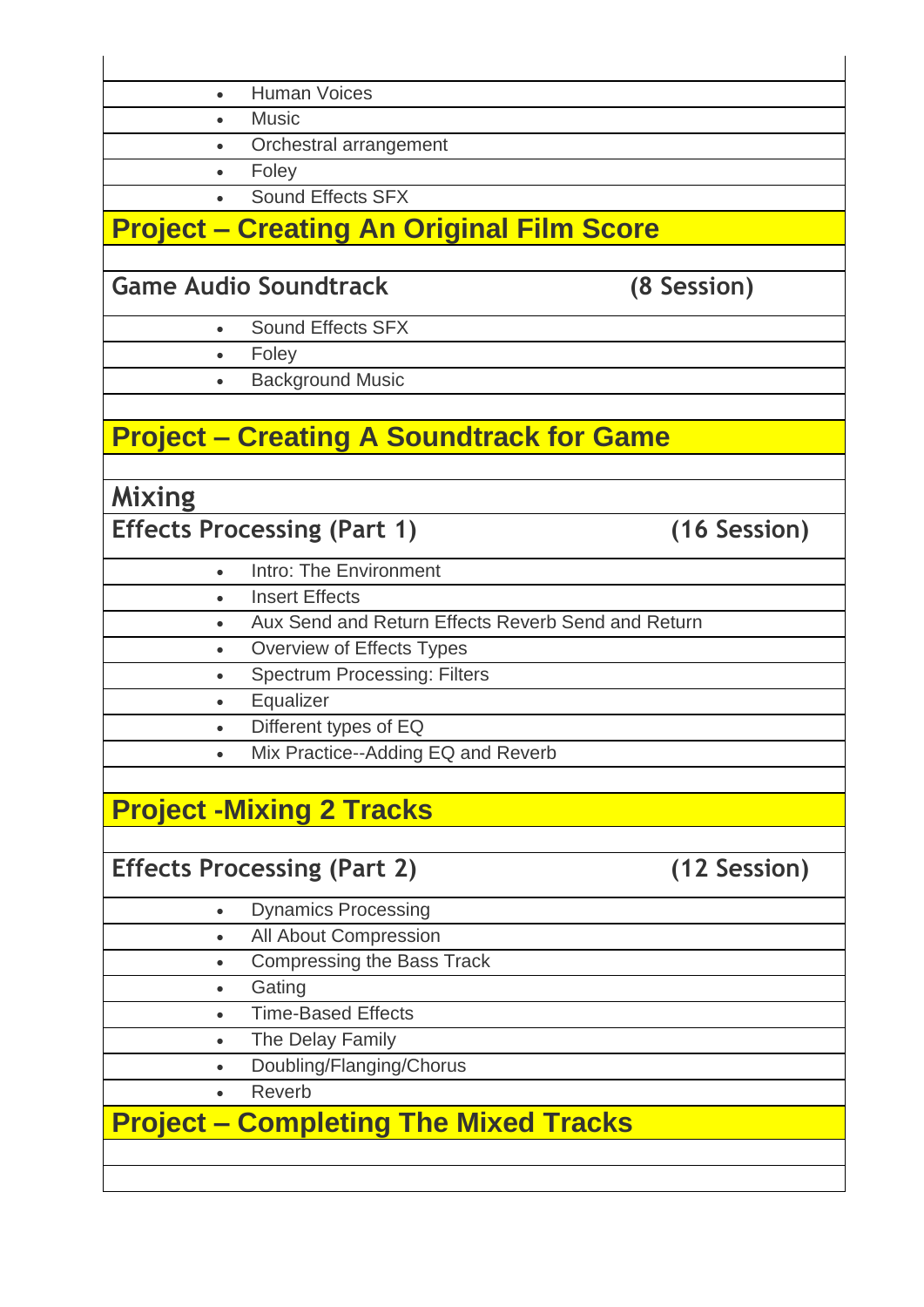- Human Voices
- Music
- Orchestral arrangement
- Foley
- Sound Effects SFX

## Project – Creating An Original Film Score

### Game Audio Soundtrack (8 Session)

- Sound Effects SFX
- Foley
- Background Music

## Project – Creating A Soundtrack for Game

### Mixing

### Effects Processing (Part 1) (16 Session)

- Intro: The Environment
- Insert Effects
- Aux Send and Return Effects Reverb Send and Return
- Overview of Effects Types
- Spectrum Processing: Filters
- Equalizer
- Different types of EQ
- Mix Practice--Adding EQ and Reverb

## Project -Mixing 2 Tracks

### Effects Processing (Part 2) (12 Session)

- Dynamics Processing
- All About Compression
- Compressing the Bass Track
- Gating
- Time-Based Effects
- The Delay Family
- Doubling/Flanging/Chorus
- Reverb

## Project – Completing The Mixed Tracks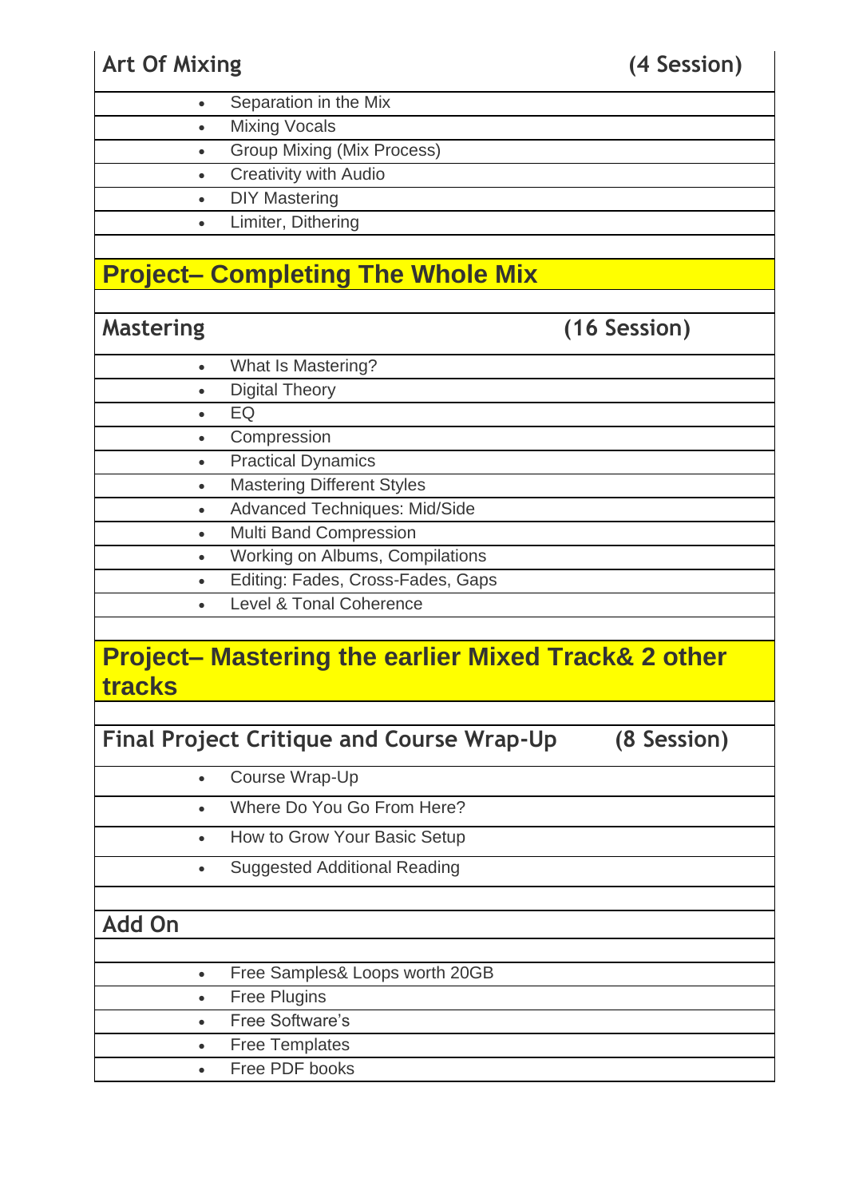## Art Of Mixing (4 Session)

- Separation in the Mix
- Mixing Vocals
- Group Mixing (Mix Process)
- Creativity with Audio
- DIY Mastering
- Limiter, Dithering

## Project– Completing The Whole Mix

## Mastering (16 Session)

- What Is Mastering?
- Digital Theory
- EQ
- Compression
- Practical Dynamics
- Mastering Different Styles
- Advanced Techniques: Mid/Side
- Multi Band Compression
- Working on Albums, Compilations
- Editing: Fades, Cross-Fades, Gaps
- Level & Tonal Coherence

## Project– Mastering the earlier Mixed Track& 2 other tracks

## Final Project Critique and Course Wrap-Up (8 Session)

- Course Wrap-Up
- Where Do You Go From Here?
- How to Grow Your Basic Setup
- Suggested Additional Reading

## Add On

- Free Samples& Loops worth 20GB
- Free Plugins
- Free Software's
- Free Templates
- Free PDF books